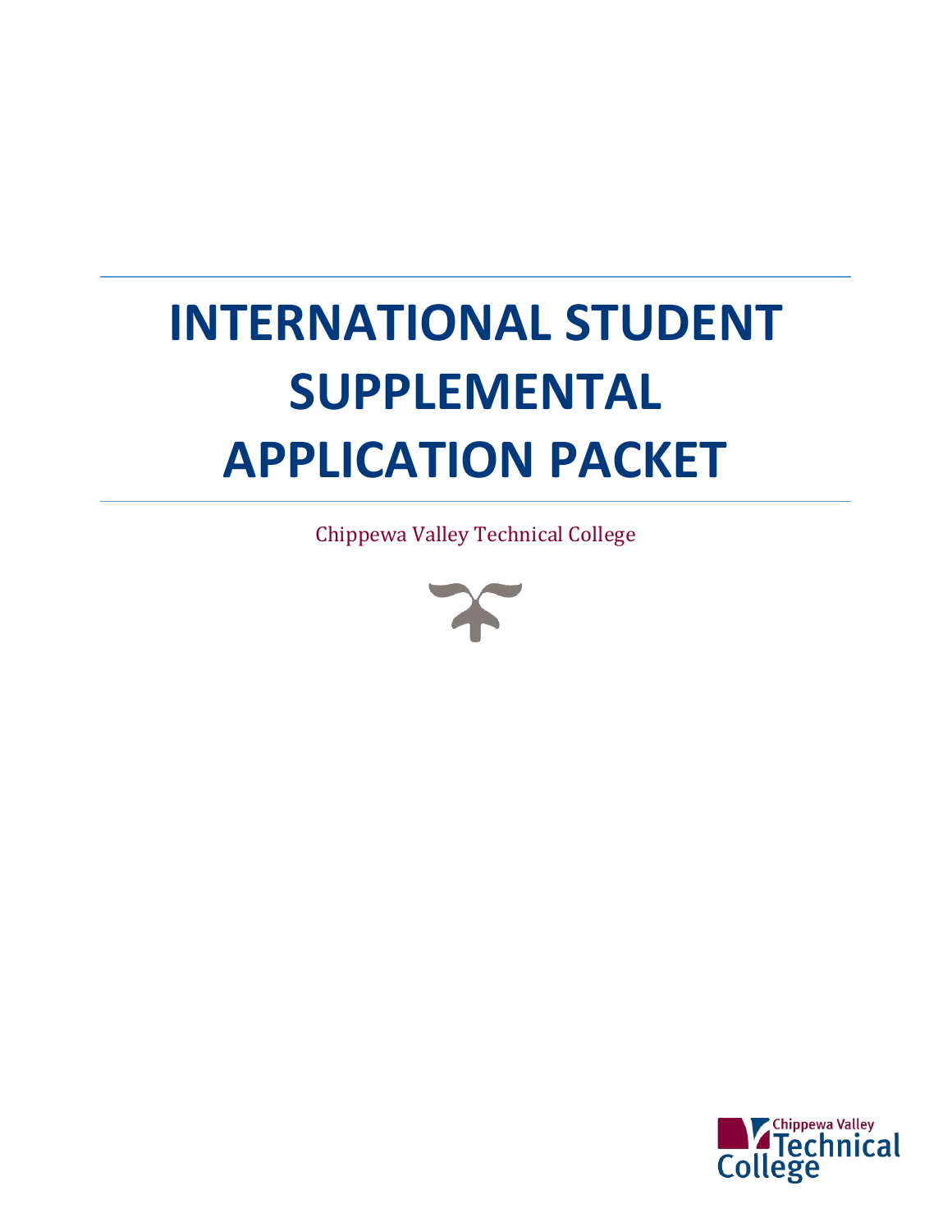# INTERNATIONAL STUDENT SUPPLEMENTAL APPLICATION PACKET

Chippewa Valley Technical College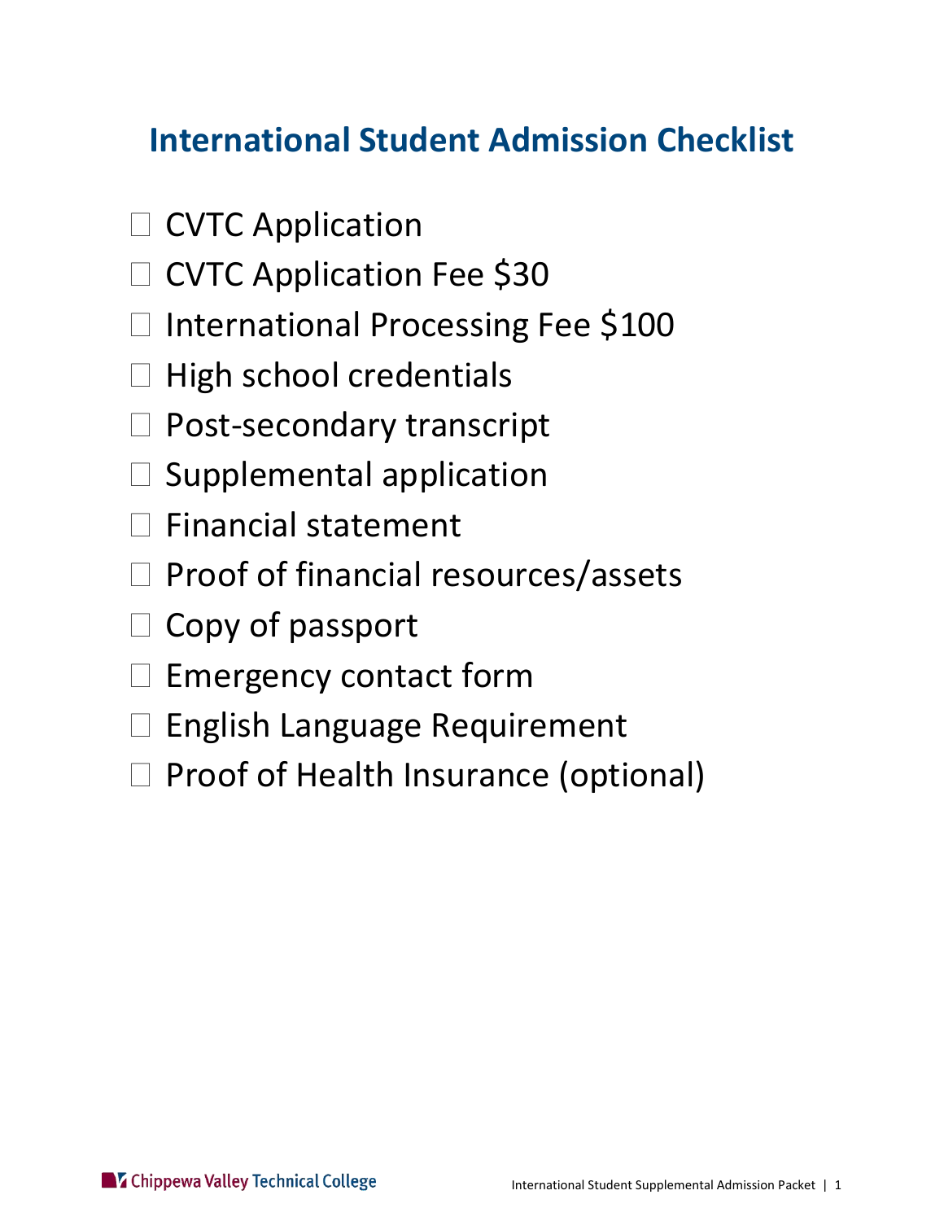# International Student Admission Checklist

- ☐ CVTC Application
- ☐ CVTC Application Fee $30
- ☐ International Processing Fee $100
- ☐ High school credentials
- ☐ Post-secondary transcript
- ☐ Supplemental application
- ☐ Financial statement
- ☐ Proof of financial resources/assets
- ☐ Copy of passport
- ☐ Emergency contact form
- ☐ English Language Requirement
- ☐ Proof of Health Insurance (optional)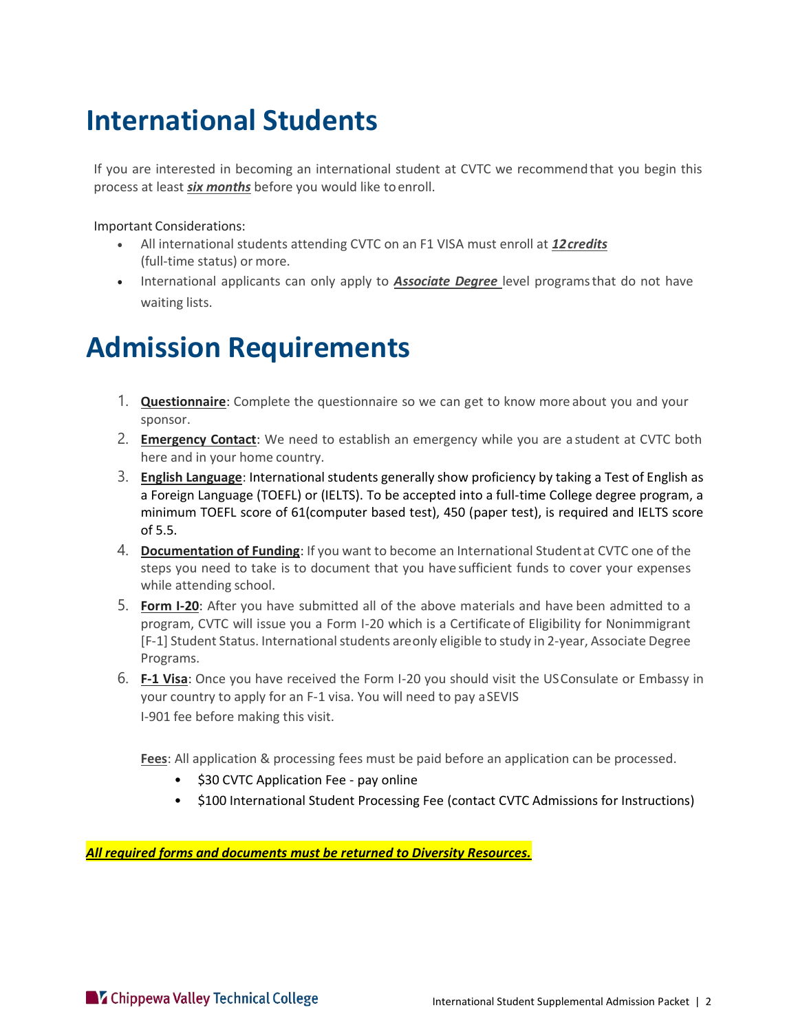# International Students

If you are interested in becoming an international student at CVTC we recommend that you begin this process at least ***six months*** before you would like to enroll.

Important Considerations:

- All international students attending CVTC on an F1 VISA must enroll at ***12 credits*** (full-time status) or more.
- International applicants can only apply to ***Associate Degree*** level programs that do not have waiting lists.

# Admission Requirements

1. **Questionnaire**: Complete the questionnaire so we can get to know more about you and your sponsor.
2. **Emergency Contact**: We need to establish an emergency while you are a student at CVTC both here and in your home country.
3. **English Language**: International students generally show proficiency by taking a Test of English as a Foreign Language (TOEFL) or (IELTS). To be accepted into a full-time College degree program, a minimum TOEFL score of 61(computer based test), 450 (paper test), is required and IELTS score of 5.5.
4. **Documentation of Funding**: If you want to become an International Student at CVTC one of the steps you need to take is to document that you have sufficient funds to cover your expenses while attending school.
5. **Form I-20**: After you have submitted all of the above materials and have been admitted to a program, CVTC will issue you a Form I-20 which is a Certificate of Eligibility for Nonimmigrant [F-1] Student Status. International students are only eligible to study in 2-year, Associate Degree Programs.
6. **F-1 Visa**: Once you have received the Form I-20 you should visit the US Consulate or Embassy in your country to apply for an F-1 visa. You will need to pay a SEVIS I-901 fee before making this visit.

**Fees**: All application & processing fees must be paid before an application can be processed.

- $30 CVTC Application Fee - pay online
- $100 International Student Processing Fee (contact CVTC Admissions for Instructions)

***All required forms and documents must be returned to Diversity Resources.***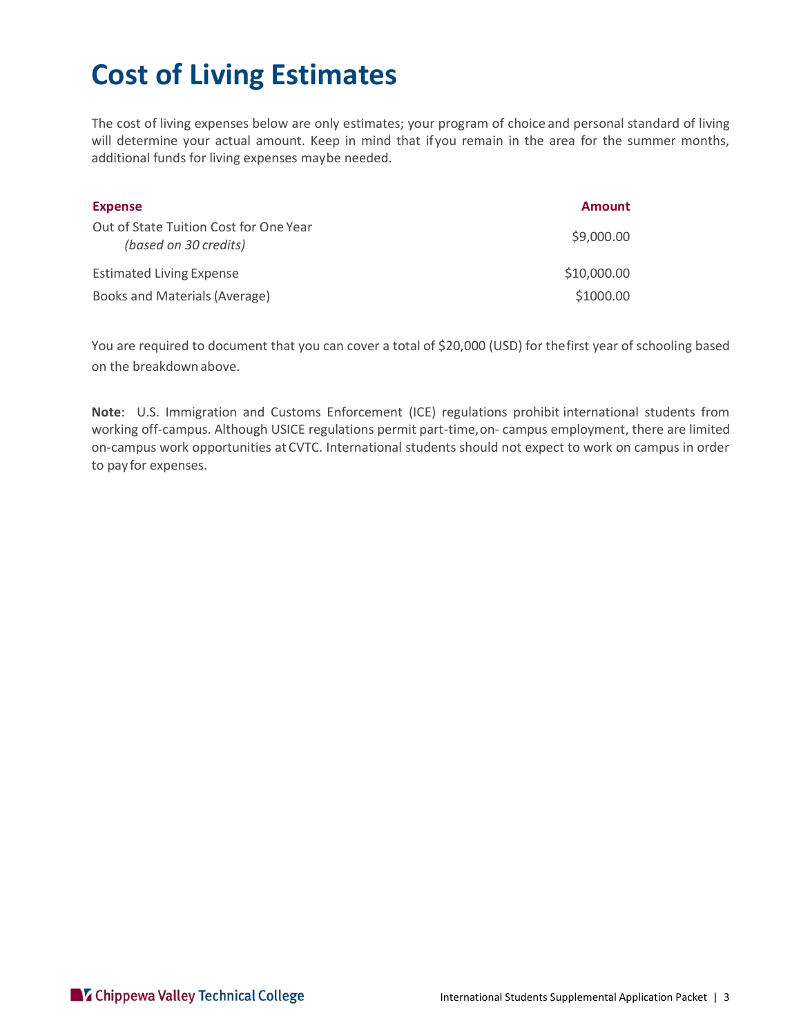# Cost of Living Estimates

The cost of living expenses below are only estimates; your program of choice and personal standard of living will determine your actual amount. Keep in mind that if you remain in the area for the summer months, additional funds for living expenses may be needed.

| Expense | Amount |
|---|---|
| Out of State Tuition Cost for One Year *(based on 30 credits)* | $9,000.00 |
| Estimated Living Expense | $10,000.00 |
| Books and Materials (Average) | $1000.00 |

You are required to document that you can cover a total of $20,000 (USD) for the first year of schooling based on the breakdown above.

**Note**: U.S. Immigration and Customs Enforcement (ICE) regulations prohibit international students from working off-campus. Although USICE regulations permit part-time, on- campus employment, there are limited on-campus work opportunities at CVTC. International students should not expect to work on campus in order to pay for expenses.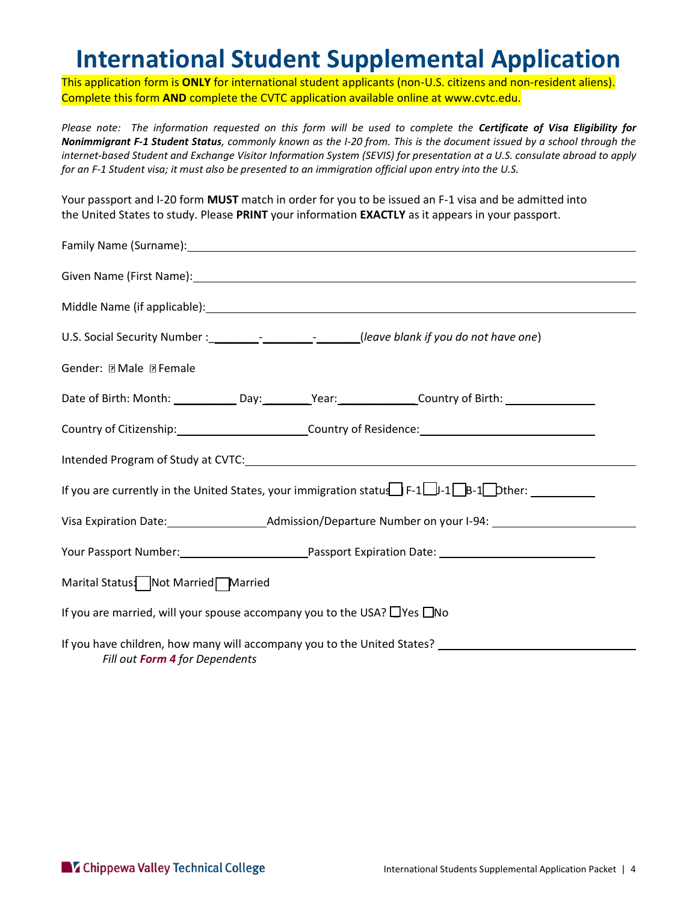# International Student Supplemental Application

This application form is **ONLY** for international student applicants (non-U.S. citizens and non-resident aliens). Complete this form **AND** complete the CVTC application available online at www.cvtc.edu.

*Please note: The information requested on this form will be used to complete the* ***Certificate of Visa Eligibility for Nonimmigrant F-1 Student Status****, commonly known as the I-20 from. This is the document issued by a school through the internet-based Student and Exchange Visitor Information System (SEVIS) for presentation at a U.S. consulate abroad to apply for an F-1 Student visa; it must also be presented to an immigration official upon entry into the U.S.*

Your passport and I-20 form **MUST** match in order for you to be issued an F-1 visa and be admitted into the United States to study. Please **PRINT** your information **EXACTLY** as it appears in your passport.

Family Name (Surname): ____________________

Given Name (First Name): ____________________

Middle Name (if applicable): ____________________

U.S. Social Security Number : ________-________-_______ (*leave blank if you do not have one*)

Gender: ☐ Male ☐ Female

Date of Birth: Month: __________ Day: ________ Year: ____________ Country of Birth: ______________

Country of Citizenship: ____________________ Country of Residence: ____________________

Intended Program of Study at CVTC: ____________________

If you are currently in the United States, your immigration status ☐ F-1 ☐ J-1 ☐ B-1 ☐ Other: __________

Visa Expiration Date: ______________ Admission/Departure Number on your I-94: ____________________

Your Passport Number: ____________________ Passport Expiration Date: ____________________

Marital Status: ☐ Not Married ☐ Married

If you are married, will your spouse accompany you to the USA? ☐ Yes ☐ No

If you have children, how many will accompany you to the United States? ____________________

*Fill out* ***Form 4*** *for Dependents*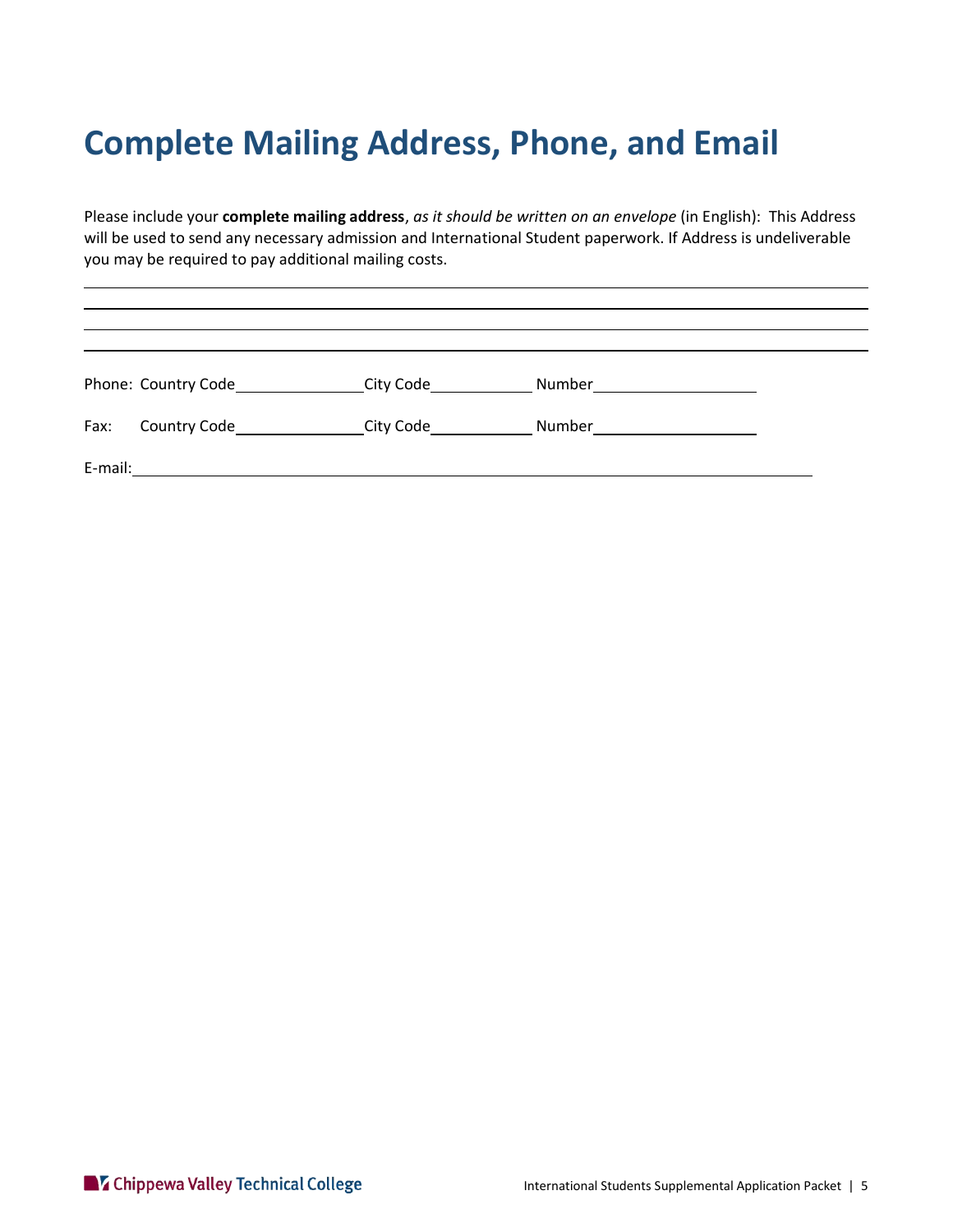# Complete Mailing Address, Phone, and Email

Please include your **complete mailing address**, *as it should be written on an envelope* (in English): This Address will be used to send any necessary admission and International Student paperwork. If Address is undeliverable you may be required to pay additional mailing costs.

\_\_\_\_\_\_\_\_\_\_\_\_\_\_\_\_\_\_\_\_\_\_\_\_\_\_\_\_\_\_\_\_\_\_\_\_\_\_\_\_\_\_\_\_\_\_\_\_\_\_\_\_\_\_\_\_\_\_\_\_\_\_\_\_\_\_\_\_\_\_\_\_\_\_\_\_

\_\_\_\_\_\_\_\_\_\_\_\_\_\_\_\_\_\_\_\_\_\_\_\_\_\_\_\_\_\_\_\_\_\_\_\_\_\_\_\_\_\_\_\_\_\_\_\_\_\_\_\_\_\_\_\_\_\_\_\_\_\_\_\_\_\_\_\_\_\_\_\_\_\_\_\_

\_\_\_\_\_\_\_\_\_\_\_\_\_\_\_\_\_\_\_\_\_\_\_\_\_\_\_\_\_\_\_\_\_\_\_\_\_\_\_\_\_\_\_\_\_\_\_\_\_\_\_\_\_\_\_\_\_\_\_\_\_\_\_\_\_\_\_\_\_\_\_\_\_\_\_\_

\_\_\_\_\_\_\_\_\_\_\_\_\_\_\_\_\_\_\_\_\_\_\_\_\_\_\_\_\_\_\_\_\_\_\_\_\_\_\_\_\_\_\_\_\_\_\_\_\_\_\_\_\_\_\_\_\_\_\_\_\_\_\_\_\_\_\_\_\_\_\_\_\_\_\_\_

Phone: Country Code\_\_\_\_\_\_\_\_\_\_\_\_\_\_\_ City Code\_\_\_\_\_\_\_\_\_\_\_\_ Number\_\_\_\_\_\_\_\_\_\_\_\_\_\_\_\_\_\_\_\_

Fax: Country Code\_\_\_\_\_\_\_\_\_\_\_\_\_\_\_ City Code\_\_\_\_\_\_\_\_\_\_\_\_ Number\_\_\_\_\_\_\_\_\_\_\_\_\_\_\_\_\_\_\_\_

E-mail:\_\_\_\_\_\_\_\_\_\_\_\_\_\_\_\_\_\_\_\_\_\_\_\_\_\_\_\_\_\_\_\_\_\_\_\_\_\_\_\_\_\_\_\_\_\_\_\_\_\_\_\_\_\_\_\_\_\_\_\_\_\_\_\_\_\_\_\_\_\_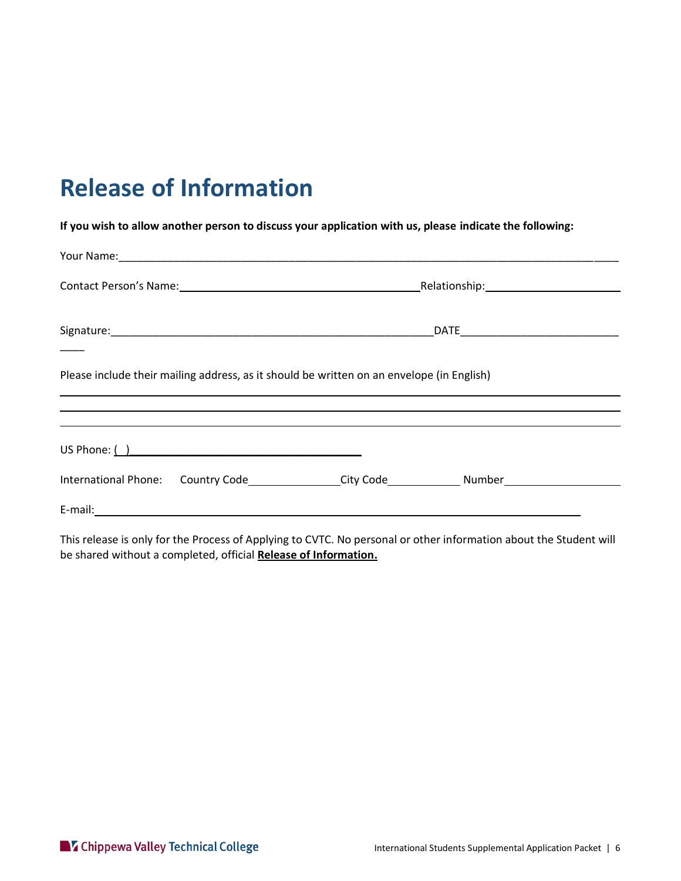# Release of Information

**If you wish to allow another person to discuss your application with us, please indicate the following:**

Your Name:_______________________________________________________________________________

Contact Person's Name:_______________________________________Relationship:______________________

Signature:_____________________________________________________DATE__________________________

Please include their mailing address, as it should be written on an envelope (in English)

_______________________________________________________________________________________

_______________________________________________________________________________________

_______________________________________________________________________________________

US Phone: ( )____________________________________

International Phone: Country Code_______________City Code____________ Number___________________

E-mail:__________________________________________________________________________

This release is only for the Process of Applying to CVTC. No personal or other information about the Student will be shared without a completed, official **Release of Information.**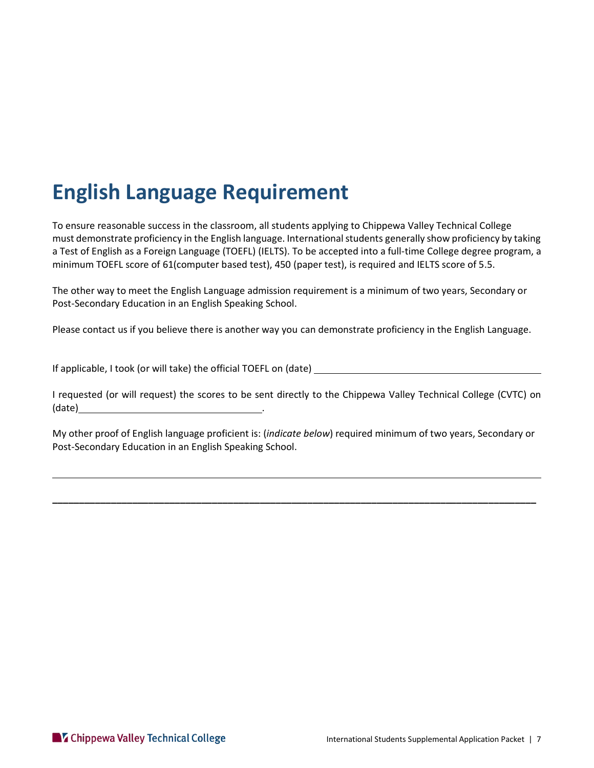# English Language Requirement

To ensure reasonable success in the classroom, all students applying to Chippewa Valley Technical College must demonstrate proficiency in the English language. International students generally show proficiency by taking a Test of English as a Foreign Language (TOEFL) (IELTS). To be accepted into a full-time College degree program, a minimum TOEFL score of 61(computer based test), 450 (paper test), is required and IELTS score of 5.5.

The other way to meet the English Language admission requirement is a minimum of two years, Secondary or Post-Secondary Education in an English Speaking School.

Please contact us if you believe there is another way you can demonstrate proficiency in the English Language.

If applicable, I took (or will take) the official TOEFL on (date) ____________________________________________

I requested (or will request) the scores to be sent directly to the Chippewa Valley Technical College (CVTC) on (date)__________________________________.

My other proof of English language proficient is: (*indicate below*) required minimum of two years, Secondary or Post-Secondary Education in an English Speaking School.

______________________________________________________________________________________

______________________________________________________________________________________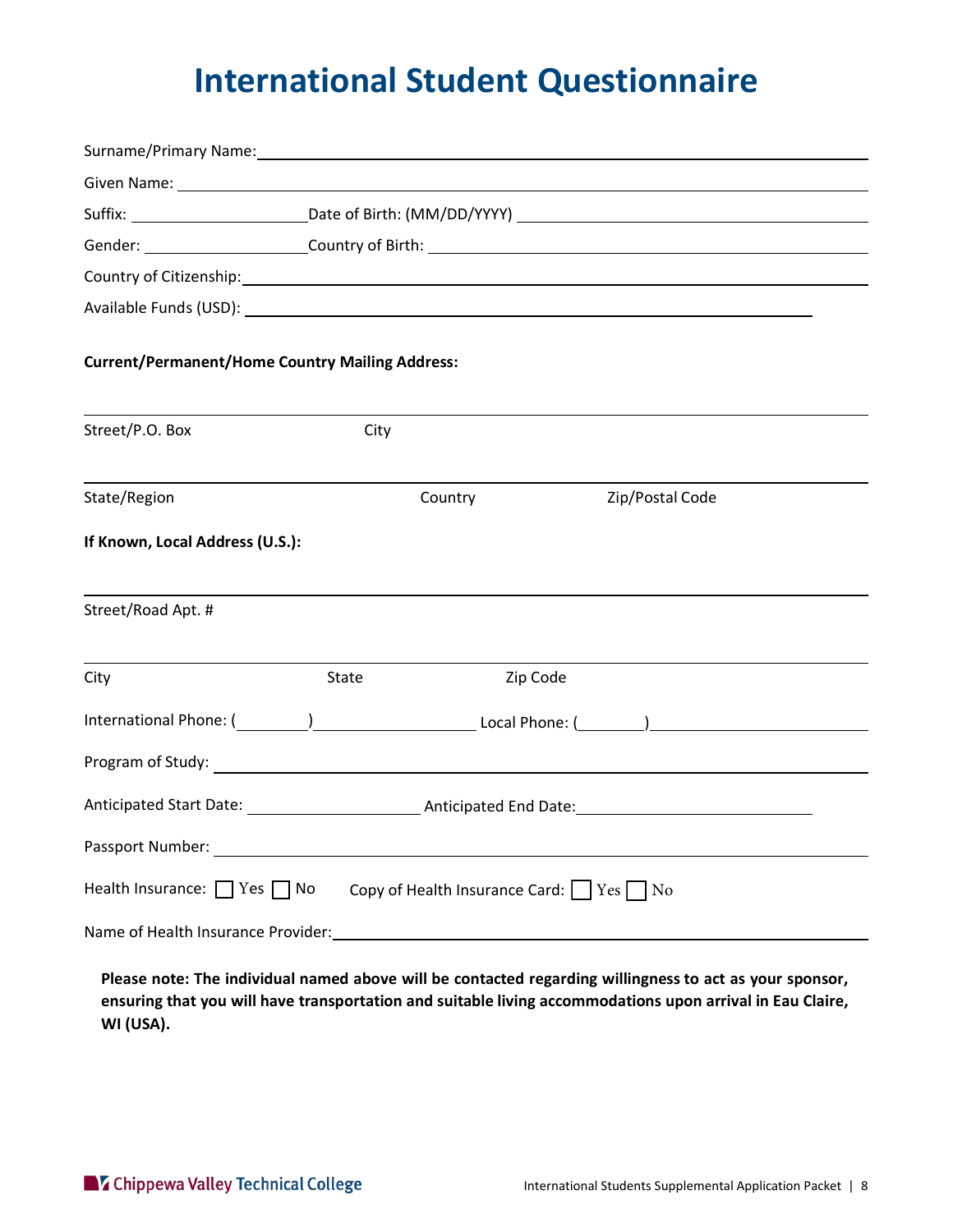# International Student Questionnaire

Surname/Primary Name: ____________________

Given Name: ____________________

Suffix: ____________________ Date of Birth: (MM/DD/YYYY) ____________________

Gender: ____________________ Country of Birth: ____________________

Country of Citizenship: ____________________

Available Funds (USD): ____________________

**Current/Permanent/Home Country Mailing Address:**

____________________

Street/P.O. Box City

____________________

State/Region Country Zip/Postal Code

**If Known, Local Address (U.S.):**

____________________

Street/Road Apt. #

____________________

City State Zip Code

International Phone: (________)____________________ Local Phone: (________)____________________

Program of Study: ____________________

Anticipated Start Date: ____________________ Anticipated End Date: ____________________

Passport Number: ____________________

Health Insurance: ☐ Yes ☐ No Copy of Health Insurance Card: ☐ Yes ☐ No

Name of Health Insurance Provider: ____________________

**Please note: The individual named above will be contacted regarding willingness to act as your sponsor, ensuring that you will have transportation and suitable living accommodations upon arrival in Eau Claire, WI (USA).**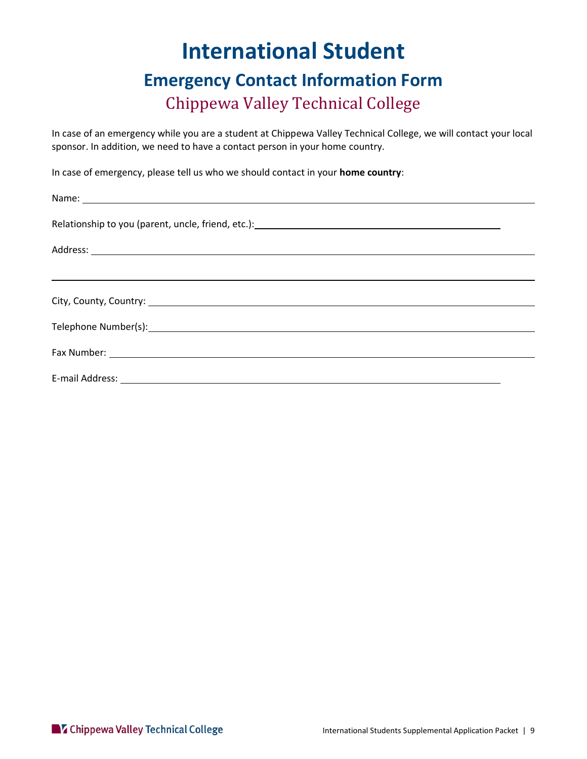# International Student

## Emergency Contact Information Form

### Chippewa Valley Technical College

In case of an emergency while you are a student at Chippewa Valley Technical College, we will contact your local sponsor. In addition, we need to have a contact person in your home country.

In case of emergency, please tell us who we should contact in your **home country**:

Name: ____________________________________________________________

Relationship to you (parent, uncle, friend, etc.): ______________________________

Address: __________________________________________________________

__________________________________________________________________

City, County, Country: _______________________________________________

Telephone Number(s): ________________________________________________

Fax Number: ______________________________________________________

E-mail Address: ___________________________________________________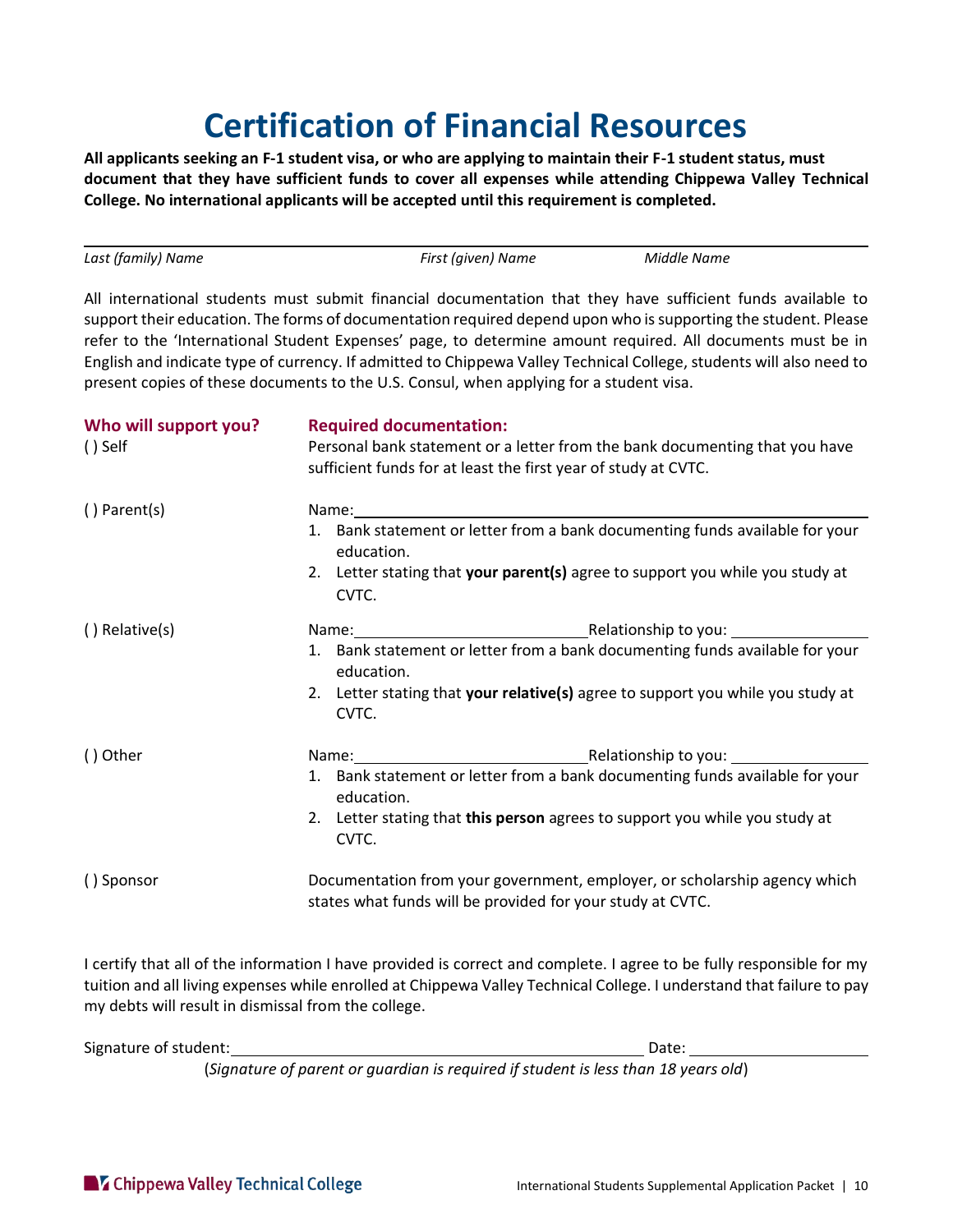# Certification of Financial Resources

**All applicants seeking an F-1 student visa, or who are applying to maintain their F-1 student status, must document that they have sufficient funds to cover all expenses while attending Chippewa Valley Technical College. No international applicants will be accepted until this requirement is completed.**

| *Last (family) Name* | *First (given) Name* | *Middle Name* |
|---|---|---|

All international students must submit financial documentation that they have sufficient funds available to support their education. The forms of documentation required depend upon who is supporting the student. Please refer to the 'International Student Expenses' page, to determine amount required. All documents must be in English and indicate type of currency. If admitted to Chippewa Valley Technical College, students will also need to present copies of these documents to the U.S. Consul, when applying for a student visa.

| **Who will support you?** | **Required documentation:** |
|---|---|
| ( ) Self | Personal bank statement or a letter from the bank documenting that you have sufficient funds for at least the first year of study at CVTC. |
| ( ) Parent(s) | Name: \_\_\_\_\_\_\_\_\_\_\_\_\_\_\_\_\_\_\_\_\_\_\_\_<br>1. Bank statement or letter from a bank documenting funds available for your education.<br>2. Letter stating that **your parent(s)** agree to support you while you study at CVTC. |
| ( ) Relative(s) | Name: \_\_\_\_\_\_\_\_\_\_\_\_\_\_\_\_ Relationship to you: \_\_\_\_\_\_\_\_\_\_<br>1. Bank statement or letter from a bank documenting funds available for your education.<br>2. Letter stating that **your relative(s)** agree to support you while you study at CVTC. |
| ( ) Other | Name: \_\_\_\_\_\_\_\_\_\_\_\_\_\_\_\_ Relationship to you: \_\_\_\_\_\_\_\_\_\_<br>1. Bank statement or letter from a bank documenting funds available for your education.<br>2. Letter stating that **this person** agrees to support you while you study at CVTC. |
| ( ) Sponsor | Documentation from your government, employer, or scholarship agency which states what funds will be provided for your study at CVTC. |

I certify that all of the information I have provided is correct and complete. I agree to be fully responsible for my tuition and all living expenses while enrolled at Chippewa Valley Technical College. I understand that failure to pay my debts will result in dismissal from the college.

Signature of student: \_\_\_\_\_\_\_\_\_\_\_\_\_\_\_\_\_\_\_\_\_\_\_\_\_\_\_\_\_\_ Date: \_\_\_\_\_\_\_\_\_\_\_\_\_\_

(*Signature of parent or guardian is required if student is less than 18 years old*)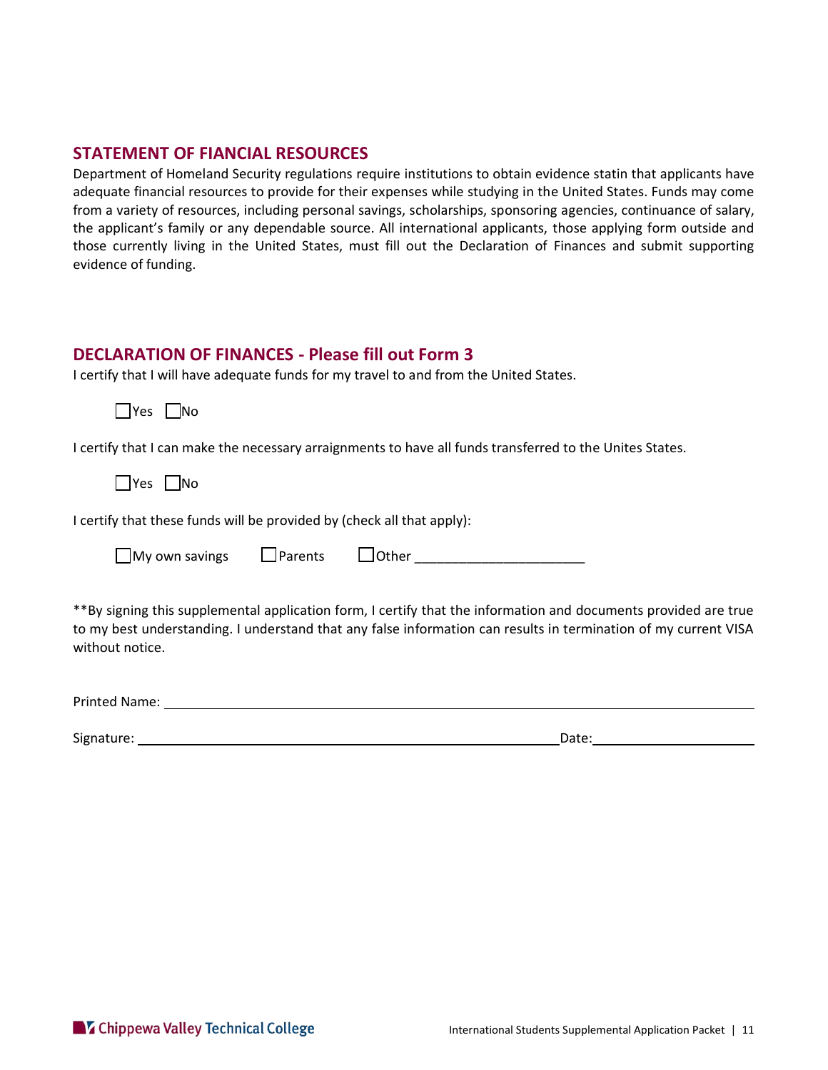## STATEMENT OF FIANCIAL RESOURCES

Department of Homeland Security regulations require institutions to obtain evidence statin that applicants have adequate financial resources to provide for their expenses while studying in the United States. Funds may come from a variety of resources, including personal savings, scholarships, sponsoring agencies, continuance of salary, the applicant's family or any dependable source. All international applicants, those applying form outside and those currently living in the United States, must fill out the Declaration of Finances and submit supporting evidence of funding.

## DECLARATION OF FINANCES - Please fill out Form 3

I certify that I will have adequate funds for my travel to and from the United States.

☐ Yes ☐ No

I certify that I can make the necessary arraignments to have all funds transferred to the Unites States.

☐ Yes ☐ No

I certify that these funds will be provided by (check all that apply):

☐ My own savings ☐ Parents ☐ Other ______________________

**By signing this supplemental application form, I certify that the information and documents provided are true to my best understanding. I understand that any false information can results in termination of my current VISA without notice.

Printed Name: ____________________________________________

Signature: ______________________________ Date: ______________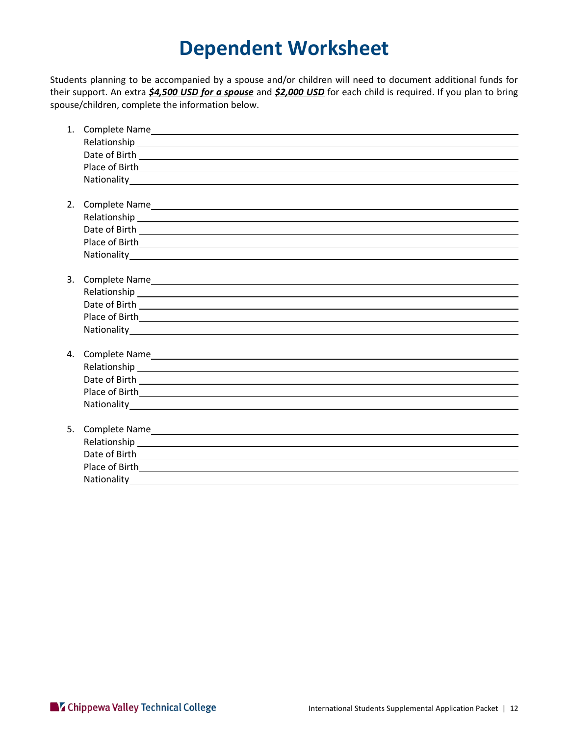# Dependent Worksheet

Students planning to be accompanied by a spouse and/or children will need to document additional funds for their support. An extra ***$4,500 USD for a spouse*** and **$2,000 USD** for each child is required. If you plan to bring spouse/children, complete the information below.

1. Complete Name\_\_\_\_\_\_\_\_\_\_\_\_\_\_\_\_\_\_\_\_\_\_\_\_\_\_\_\_\_\_\_\_\_\_\_\_\_\_\_\_
   Relationship \_\_\_\_\_\_\_\_\_\_\_\_\_\_\_\_\_\_\_\_\_\_\_\_\_\_\_\_\_\_\_\_\_\_\_\_\_\_\_\_
   Date of Birth \_\_\_\_\_\_\_\_\_\_\_\_\_\_\_\_\_\_\_\_\_\_\_\_\_\_\_\_\_\_\_\_\_\_\_\_\_\_\_\_
   Place of Birth\_\_\_\_\_\_\_\_\_\_\_\_\_\_\_\_\_\_\_\_\_\_\_\_\_\_\_\_\_\_\_\_\_\_\_\_\_\_\_\_
   Nationality\_\_\_\_\_\_\_\_\_\_\_\_\_\_\_\_\_\_\_\_\_\_\_\_\_\_\_\_\_\_\_\_\_\_\_\_\_\_\_\_

2. Complete Name\_\_\_\_\_\_\_\_\_\_\_\_\_\_\_\_\_\_\_\_\_\_\_\_\_\_\_\_\_\_\_\_\_\_\_\_\_\_\_\_
   Relationship \_\_\_\_\_\_\_\_\_\_\_\_\_\_\_\_\_\_\_\_\_\_\_\_\_\_\_\_\_\_\_\_\_\_\_\_\_\_\_\_
   Date of Birth \_\_\_\_\_\_\_\_\_\_\_\_\_\_\_\_\_\_\_\_\_\_\_\_\_\_\_\_\_\_\_\_\_\_\_\_\_\_\_\_
   Place of Birth\_\_\_\_\_\_\_\_\_\_\_\_\_\_\_\_\_\_\_\_\_\_\_\_\_\_\_\_\_\_\_\_\_\_\_\_\_\_\_\_
   Nationality\_\_\_\_\_\_\_\_\_\_\_\_\_\_\_\_\_\_\_\_\_\_\_\_\_\_\_\_\_\_\_\_\_\_\_\_\_\_\_\_

3. Complete Name\_\_\_\_\_\_\_\_\_\_\_\_\_\_\_\_\_\_\_\_\_\_\_\_\_\_\_\_\_\_\_\_\_\_\_\_\_\_\_\_
   Relationship \_\_\_\_\_\_\_\_\_\_\_\_\_\_\_\_\_\_\_\_\_\_\_\_\_\_\_\_\_\_\_\_\_\_\_\_\_\_\_\_
   Date of Birth \_\_\_\_\_\_\_\_\_\_\_\_\_\_\_\_\_\_\_\_\_\_\_\_\_\_\_\_\_\_\_\_\_\_\_\_\_\_\_\_
   Place of Birth\_\_\_\_\_\_\_\_\_\_\_\_\_\_\_\_\_\_\_\_\_\_\_\_\_\_\_\_\_\_\_\_\_\_\_\_\_\_\_\_
   Nationality\_\_\_\_\_\_\_\_\_\_\_\_\_\_\_\_\_\_\_\_\_\_\_\_\_\_\_\_\_\_\_\_\_\_\_\_\_\_\_\_

4. Complete Name\_\_\_\_\_\_\_\_\_\_\_\_\_\_\_\_\_\_\_\_\_\_\_\_\_\_\_\_\_\_\_\_\_\_\_\_\_\_\_\_
   Relationship \_\_\_\_\_\_\_\_\_\_\_\_\_\_\_\_\_\_\_\_\_\_\_\_\_\_\_\_\_\_\_\_\_\_\_\_\_\_\_\_
   Date of Birth \_\_\_\_\_\_\_\_\_\_\_\_\_\_\_\_\_\_\_\_\_\_\_\_\_\_\_\_\_\_\_\_\_\_\_\_\_\_\_\_
   Place of Birth\_\_\_\_\_\_\_\_\_\_\_\_\_\_\_\_\_\_\_\_\_\_\_\_\_\_\_\_\_\_\_\_\_\_\_\_\_\_\_\_
   Nationality\_\_\_\_\_\_\_\_\_\_\_\_\_\_\_\_\_\_\_\_\_\_\_\_\_\_\_\_\_\_\_\_\_\_\_\_\_\_\_\_

5. Complete Name\_\_\_\_\_\_\_\_\_\_\_\_\_\_\_\_\_\_\_\_\_\_\_\_\_\_\_\_\_\_\_\_\_\_\_\_\_\_\_\_
   Relationship \_\_\_\_\_\_\_\_\_\_\_\_\_\_\_\_\_\_\_\_\_\_\_\_\_\_\_\_\_\_\_\_\_\_\_\_\_\_\_\_
   Date of Birth \_\_\_\_\_\_\_\_\_\_\_\_\_\_\_\_\_\_\_\_\_\_\_\_\_\_\_\_\_\_\_\_\_\_\_\_\_\_\_\_
   Place of Birth\_\_\_\_\_\_\_\_\_\_\_\_\_\_\_\_\_\_\_\_\_\_\_\_\_\_\_\_\_\_\_\_\_\_\_\_\_\_\_\_
   Nationality\_\_\_\_\_\_\_\_\_\_\_\_\_\_\_\_\_\_\_\_\_\_\_\_\_\_\_\_\_\_\_\_\_\_\_\_\_\_\_\_